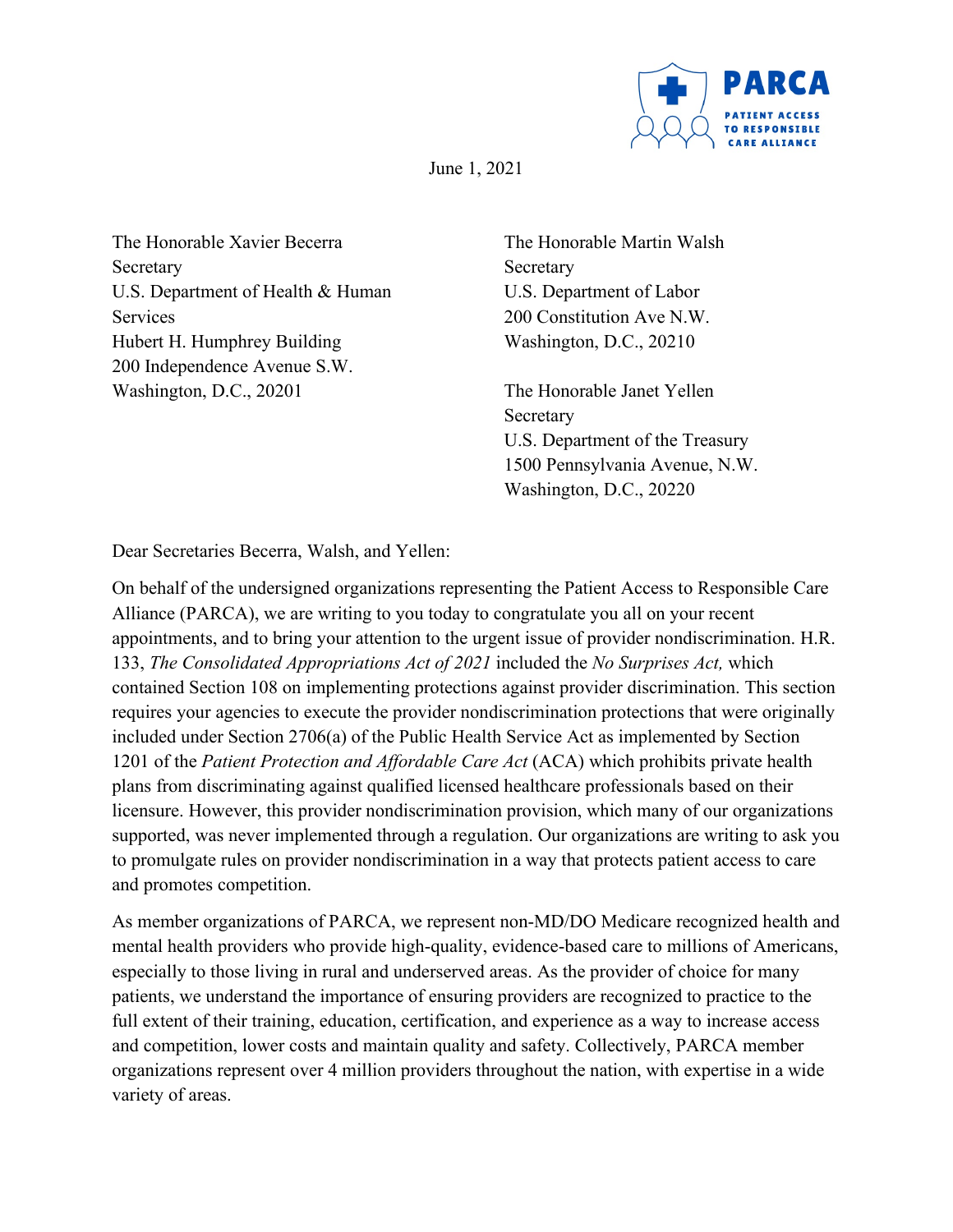PARCA
PATIENT ACCESS TO RESPONSIBLE CARE ALLIANCE

June 1, 2021

The Honorable Xavier Becerra
Secretary
U.S. Department of Health & Human Services
Hubert H. Humphrey Building
200 Independence Avenue S.W.
Washington, D.C., 20201

The Honorable Martin Walsh
Secretary
U.S. Department of Labor
200 Constitution Ave N.W.
Washington, D.C., 20210

The Honorable Janet Yellen
Secretary
U.S. Department of the Treasury
1500 Pennsylvania Avenue, N.W.
Washington, D.C., 20220

Dear Secretaries Becerra, Walsh, and Yellen:

On behalf of the undersigned organizations representing the Patient Access to Responsible Care Alliance (PARCA), we are writing to you today to congratulate you all on your recent appointments, and to bring your attention to the urgent issue of provider nondiscrimination. H.R. 133, *The Consolidated Appropriations Act of 2021* included the *No Surprises Act,* which contained Section 108 on implementing protections against provider discrimination. This section requires your agencies to execute the provider nondiscrimination protections that were originally included under Section 2706(a) of the Public Health Service Act as implemented by Section 1201 of the *Patient Protection and Affordable Care Act* (ACA) which prohibits private health plans from discriminating against qualified licensed healthcare professionals based on their licensure. However, this provider nondiscrimination provision, which many of our organizations supported, was never implemented through a regulation. Our organizations are writing to ask you to promulgate rules on provider nondiscrimination in a way that protects patient access to care and promotes competition.

As member organizations of PARCA, we represent non-MD/DO Medicare recognized health and mental health providers who provide high-quality, evidence-based care to millions of Americans, especially to those living in rural and underserved areas. As the provider of choice for many patients, we understand the importance of ensuring providers are recognized to practice to the full extent of their training, education, certification, and experience as a way to increase access and competition, lower costs and maintain quality and safety. Collectively, PARCA member organizations represent over 4 million providers throughout the nation, with expertise in a wide variety of areas.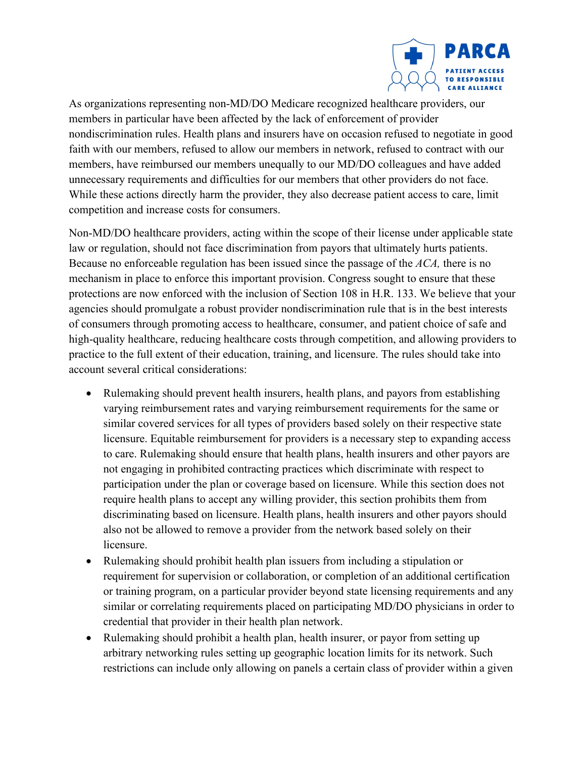As organizations representing non-MD/DO Medicare recognized healthcare providers, our members in particular have been affected by the lack of enforcement of provider nondiscrimination rules. Health plans and insurers have on occasion refused to negotiate in good faith with our members, refused to allow our members in network, refused to contract with our members, have reimbursed our members unequally to our MD/DO colleagues and have added unnecessary requirements and difficulties for our members that other providers do not face. While these actions directly harm the provider, they also decrease patient access to care, limit competition and increase costs for consumers.

Non-MD/DO healthcare providers, acting within the scope of their license under applicable state law or regulation, should not face discrimination from payors that ultimately hurts patients. Because no enforceable regulation has been issued since the passage of the *ACA,* there is no mechanism in place to enforce this important provision. Congress sought to ensure that these protections are now enforced with the inclusion of Section 108 in H.R. 133. We believe that your agencies should promulgate a robust provider nondiscrimination rule that is in the best interests of consumers through promoting access to healthcare, consumer, and patient choice of safe and high-quality healthcare, reducing healthcare costs through competition, and allowing providers to practice to the full extent of their education, training, and licensure. The rules should take into account several critical considerations:

- Rulemaking should prevent health insurers, health plans, and payors from establishing varying reimbursement rates and varying reimbursement requirements for the same or similar covered services for all types of providers based solely on their respective state licensure. Equitable reimbursement for providers is a necessary step to expanding access to care. Rulemaking should ensure that health plans, health insurers and other payors are not engaging in prohibited contracting practices which discriminate with respect to participation under the plan or coverage based on licensure. While this section does not require health plans to accept any willing provider, this section prohibits them from discriminating based on licensure. Health plans, health insurers and other payors should also not be allowed to remove a provider from the network based solely on their licensure.
- Rulemaking should prohibit health plan issuers from including a stipulation or requirement for supervision or collaboration, or completion of an additional certification or training program, on a particular provider beyond state licensing requirements and any similar or correlating requirements placed on participating MD/DO physicians in order to credential that provider in their health plan network.
- Rulemaking should prohibit a health plan, health insurer, or payor from setting up arbitrary networking rules setting up geographic location limits for its network. Such restrictions can include only allowing on panels a certain class of provider within a given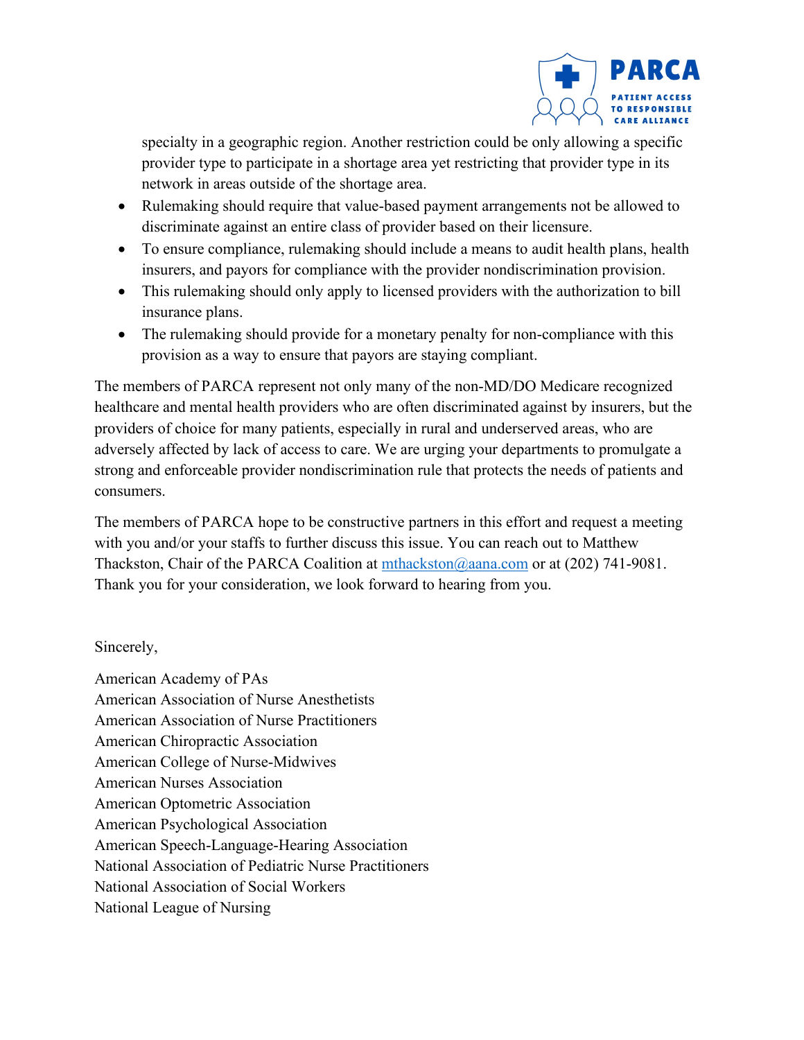specialty in a geographic region. Another restriction could be only allowing a specific provider type to participate in a shortage area yet restricting that provider type in its network in areas outside of the shortage area.

- Rulemaking should require that value-based payment arrangements not be allowed to discriminate against an entire class of provider based on their licensure.
- To ensure compliance, rulemaking should include a means to audit health plans, health insurers, and payors for compliance with the provider nondiscrimination provision.
- This rulemaking should only apply to licensed providers with the authorization to bill insurance plans.
- The rulemaking should provide for a monetary penalty for non-compliance with this provision as a way to ensure that payors are staying compliant.

The members of PARCA represent not only many of the non-MD/DO Medicare recognized healthcare and mental health providers who are often discriminated against by insurers, but the providers of choice for many patients, especially in rural and underserved areas, who are adversely affected by lack of access to care. We are urging your departments to promulgate a strong and enforceable provider nondiscrimination rule that protects the needs of patients and consumers.

The members of PARCA hope to be constructive partners in this effort and request a meeting with you and/or your staffs to further discuss this issue. You can reach out to Matthew Thackston, Chair of the PARCA Coalition at mthackston@aana.com or at (202) 741-9081. Thank you for your consideration, we look forward to hearing from you.

Sincerely,

American Academy of PAs  
American Association of Nurse Anesthetists  
American Association of Nurse Practitioners  
American Chiropractic Association  
American College of Nurse-Midwives  
American Nurses Association  
American Optometric Association  
American Psychological Association  
American Speech-Language-Hearing Association  
National Association of Pediatric Nurse Practitioners  
National Association of Social Workers  
National League of Nursing